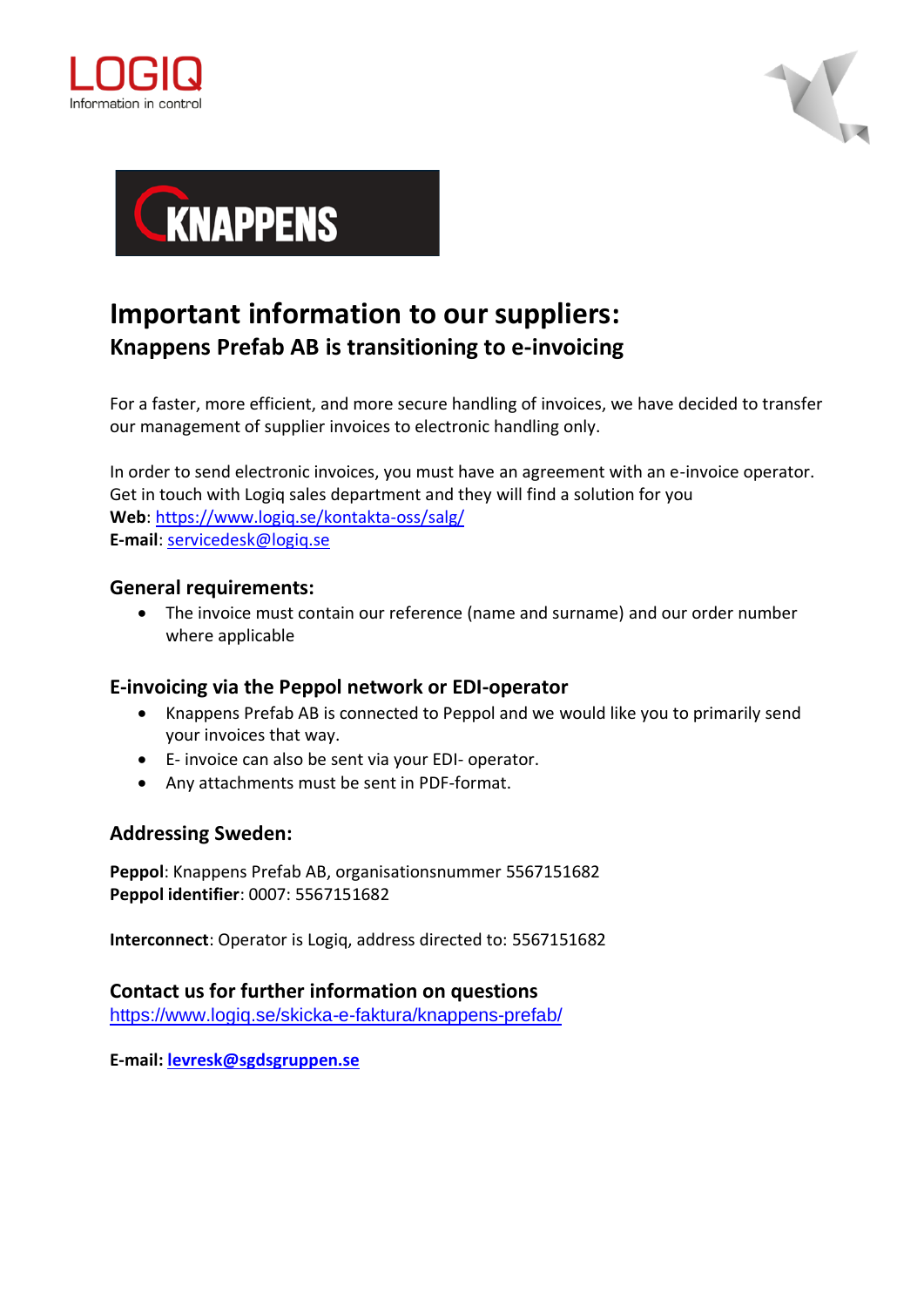# Important information to our suppliers:

## Knappens Prefab AB is transitioning to e-invoicing

For a faster, more efficient, and more secure handling of invoices, we have decided to transfer our management of supplier invoices to electronic handling only.

In order to send electronic invoices, you must have an agreement with an e-invoice operator. Get in touch with Logiq sales department and they will find a solution for you
**Web**: https://www.logiq.se/kontakta-oss/salg/
**E-mail**: servicedesk@logiq.se

### General requirements:

- The invoice must contain our reference (name and surname) and our order number where applicable

### E-invoicing via the Peppol network or EDI-operator

- Knappens Prefab AB is connected to Peppol and we would like you to primarily send your invoices that way.
- E- invoice can also be sent via your EDI- operator.
- Any attachments must be sent in PDF-format.

### Addressing Sweden:

**Peppol**: Knappens Prefab AB, organisationsnummer 5567151682
**Peppol identifier**: 0007: 5567151682

**Interconnect**: Operator is Logiq, address directed to: 5567151682

### Contact us for further information on questions

https://www.logiq.se/skicka-e-faktura/knappens-prefab/

**E-mail: levresk@sgdsgruppen.se**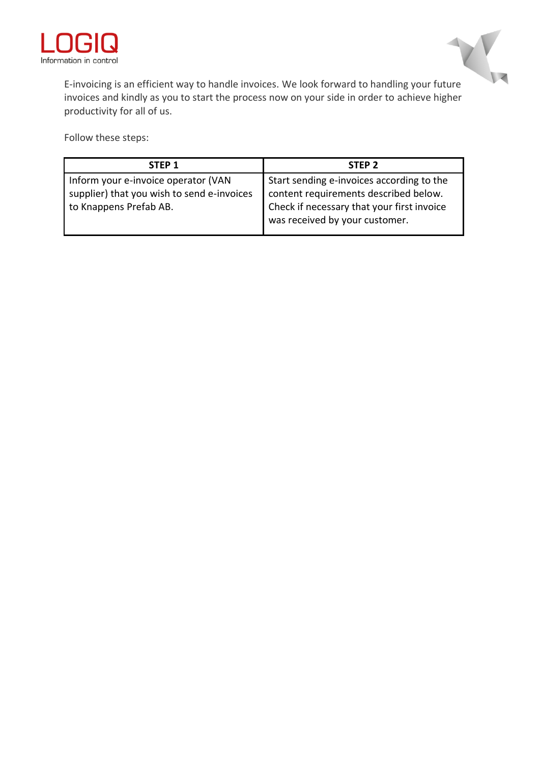E-invoicing is an efficient way to handle invoices. We look forward to handling your future invoices and kindly as you to start the process now on your side in order to achieve higher productivity for all of us.

Follow these steps:

| STEP 1 | STEP 2 |
| --- | --- |
| Inform your e-invoice operator (VAN supplier) that you wish to send e-invoices to Knappens Prefab AB. | Start sending e-invoices according to the content requirements described below. Check if necessary that your first invoice was received by your customer. |